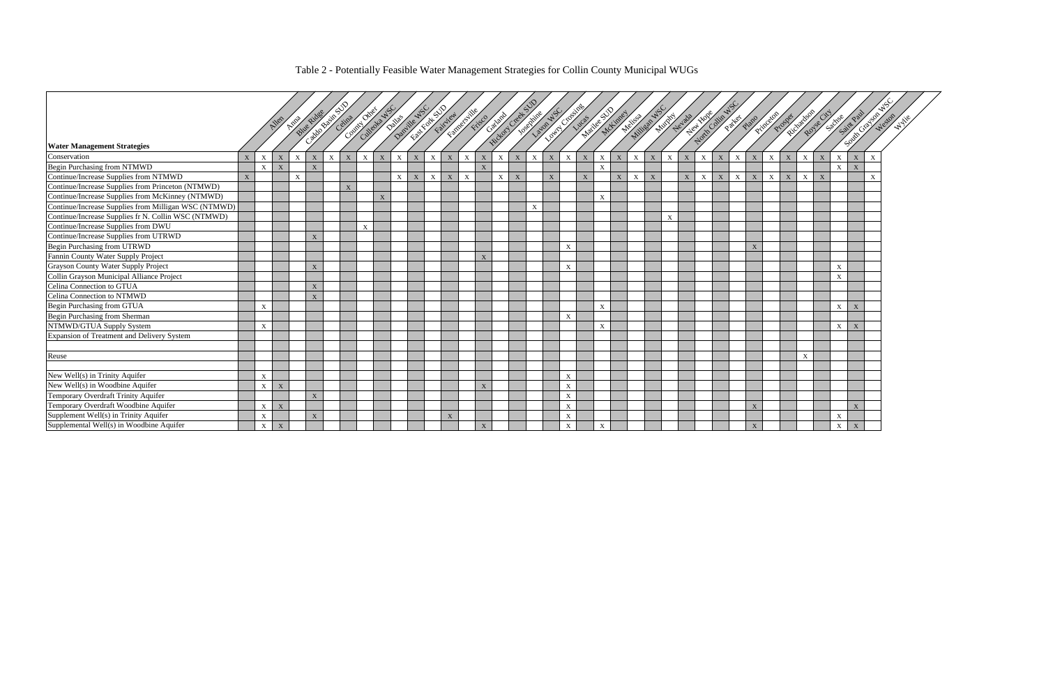Table 2 - Potentially Feasible Water Management Strategies for Collin County Municipal WUGs

| Water Management Strategies | Allen | Anna | Blue Ridge | Caddo Basin SUD | Celina | County Other | Culleoka WSC | Dallas | Danville WSC | East Fork SUD | Fairview | Farmersville | Frisco | Garland | Hickory Creek SUD | Josephine | Lavon WSC | Lowry Crossing | Lucas | Marilee SUD | McKinney | Melissa | Milligan WSC | Murphy | Nevada | New Hope | North Collin WSC | Parker | Plano | Princeton | Prosper | Richardson | Royse City | Sachse | Saint Paul | South Grayson WSC | Weston | Wylie |
|---|---|---|---|---|---|---|---|---|---|---|---|---|---|---|---|---|---|---|---|---|---|---|---|---|---|---|---|---|---|---|---|---|---|---|---|---|---|---|
| Conservation | X | X | X | X | X | X | X | X | X | X | X | X | X | X | X | X | X | X | X | X | X | X | X | X | X | X | X | X | X | X | X | X | X | X | X | X | X | X |
| Begin Purchasing from NTMWD | | X | X | | X | | | | | | | | | | X | | | | | | | X | | | | | | | | | | | | | | X | X | |
| Continue/Increase Supplies from NTMWD | X | | | X | | | | | | X | X | X | X | X | | X | X | | X | | X | | X | X | X | | X | X | X | X | X | X | X | X | | | | X |
| Continue/Increase Supplies from Princeton (NTMWD) | | | | | | | X | | | | | | | | | | | | | | | | | | | | | | | | | | | | | | | |
| Continue/Increase Supplies from McKinney (NTMWD) | | | | | | | | | X | | | | | | | | | | | | | X | | | | | | | | | | | | | | | | |
| Continue/Increase Supplies from Milligan WSC (NTMWD) | | | | | | | | | | | | | | | | | | X | | | | | | | | | | | | | | | | | | | | |
| Continue/Increase Supplies fr N. Collin WSC (NTMWD) | | | | | | | | | | | | | | | | | | | | | | | | | | X | | | | | | | | | | | | |
| Continue/Increase Supplies from DWU | | | | | | | | X | | | | | | | | | | | | | | | | | | | | | | | | | | | | | | |
| Continue/Increase Supplies from UTRWD | | | | | X | | | | | | | | | | | | | | | | | | | | | | | | | | | | | | | | | |
| Begin Purchasing from UTRWD | | | | | | | | | | | | | | | | | | | | X | | | | | | | | | | | X | | | | | | | |
| Fannin County Water Supply Project | | | | | | | | | | | | | | | X | | | | | | | | | | | | | | | | | | | | | | | |
| Grayson County Water Supply Project | | | | | X | | | | | | | | | | | | | | | X | | | | | | | | | | | | | | | | X | | |
| Collin Grayson Municipal Alliance Project | | | | | | | | | | | | | | | | | | | | | | | | | | | | | | | | | | | | X | | |
| Celina Connection to GTUA | | | | | X | | | | | | | | | | | | | | | | | | | | | | | | | | | | | | | | | |
| Celina Connection to NTMWD | | | | | X | | | | | | | | | | | | | | | | | | | | | | | | | | | | | | | | | |
| Begin Purchasing from GTUA | | X | | | | | | | | | | | | | | | | | | | | X | | | | | | | | | | | | | | X | X | |
| Begin Purchasing from Sherman | | | | | | | | | | | | | | | | | | | | X | | | | | | | | | | | | | | | | | | |
| NTMWD/GTUA Supply System | | X | | | | | | | | | | | | | | | | | | | | X | | | | | | | | | | | | | | X | X | |
| Expansion of Treatment and Delivery System | | | | | | | | | | | | | | | | | | | | | | | | | | | | | | | | | | | | | | |
| | | | | | | | | | | | | | | | | | | | | | | | | | | | | | | | | | | | | | | |
| Reuse | | | | | | | | | | | | | | | | | | | | | | | | | | | | | | | | | | X | | | | |
| | | | | | | | | | | | | | | | | | | | | | | | | | | | | | | | | | | | | | | |
| New Well(s) in Trinity Aquifer | | X | | | | | | | | | | | | | | | | | | X | | | | | | | | | | | | | | | | | | |
| New Well(s) in Woodbine Aquifer | | X | X | | | | | | | | | | | | X | | | | | X | | | | | | | | | | | | | | | | | | |
| Temporary Overdraft Trinity Aquifer | | | | | X | | | | | | | | | | | | | | | X | | | | | | | | | | | | | | | | | | |
| Temporary Overdraft Woodbine Aquifer | | X | X | | | | | | | | | | | | | | | | | X | | | | | | | | | | | X | | | | | | X | |
| Supplement Well(s) in Trinity Aquifer | | X | | | X | | | | | | | | X | | | | | | | X | | | | | | | | | | | | | | | | X | | |
| Supplemental Well(s) in Woodbine Aquifer | | X | X | | | | | | | | | | | | X | | | | | X | | X | | | | | | | | | X | | | | | X | X | |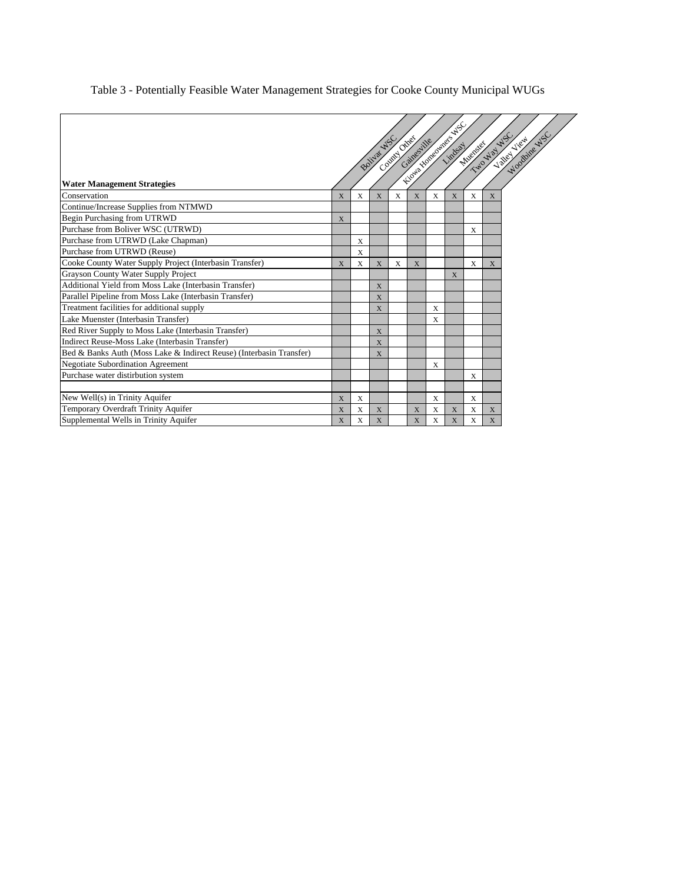Table 3 - Potentially Feasible Water Management Strategies for Cooke County Municipal WUGs

| Water Management Strategies | Bolivar WSC | County Other | Gainesville | Kiowa Homeowners WSC | Lindsay | Muenster | Two Way WSC | Valley View | Woodbine WSC |
|---|---|---|---|---|---|---|---|---|---|
| Conservation | X | X | X | X | X | X | X | X | X |
| Continue/Increase Supplies from NTMWD | | | | | | | | | |
| Begin Purchasing from UTRWD | X | | | | | | | | |
| Purchase from Boliver WSC (UTRWD) | | | | | | | | X | |
| Purchase from UTRWD (Lake Chapman) | | X | | | | | | | |
| Purchase from UTRWD (Reuse) | | X | | | | | | | |
| Cooke County Water Supply Project (Interbasin Transfer) | X | X | X | X | X | | | X | X |
| Grayson County Water Supply Project | | | | | | | X | | |
| Additional Yield from Moss Lake (Interbasin Transfer) | | | X | | | | | | |
| Parallel Pipeline from Moss Lake (Interbasin Transfer) | | | X | | | | | | |
| Treatment facilities for additional supply | | | X | | | X | | | |
| Lake Muenster (Interbasin Transfer) | | | | | | X | | | |
| Red River Supply to Moss Lake (Interbasin Transfer) | | | X | | | | | | |
| Indirect Reuse-Moss Lake (Interbasin Transfer) | | | X | | | | | | |
| Bed & Banks Auth (Moss Lake & Indirect Reuse) (Interbasin Transfer) | | | X | | | | | | |
| Negotiate Subordination Agreement | | | | | | X | | | |
| Purchase water distirbution system | | | | | | | | X | |
| | | | | | | | | | |
| New Well(s) in Trinity Aquifer | X | X | | | | X | | X | |
| Temporary Overdraft Trinity Aquifer | X | X | X | | X | X | X | X | X |
| Supplemental Wells in Trinity Aquifer | X | X | X | | X | X | X | X | X |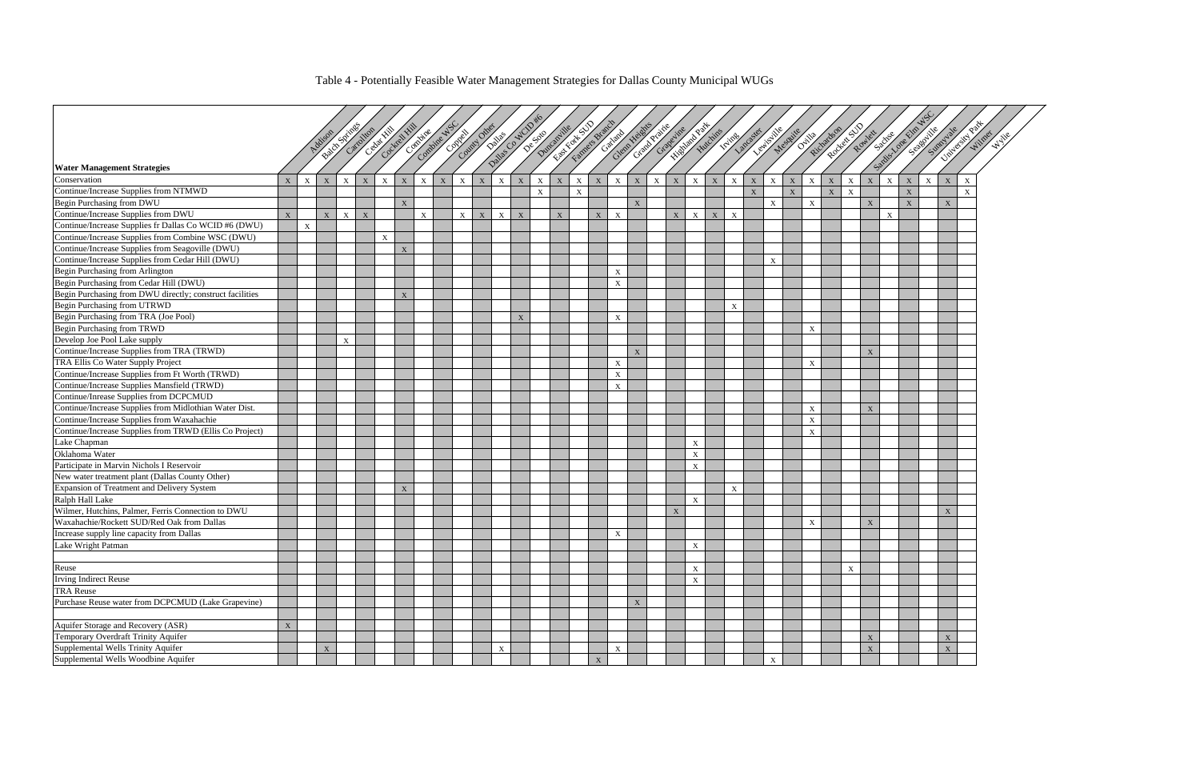Table 4 - Potentially Feasible Water Management Strategies for Dallas County Municipal WUGs

| Water Management Strategies | Addison | Balch Springs | Carrollton | Cedar Hill | Cockrell Hill | Combine | Combine WSC | Coppell | County Other | Dallas | Dallas Co WCID #6 | De Soto | Duncanville | East Fork SUD | Farmers Branch | Garland | Glenn Heights | Grand Prairie | Grapevine | Highland Park | Hutchins | Irving | Lancaster | Lewisville | Mesquite | Ovilla | Richardson | Rockett SUD | Rowlett | Sachse | Sardis-Lone Elm WSC | Seagoville | Sunnyvale | University Park | Wilmer | Wylie |
|---|---|---|---|---|---|---|---|---|---|---|---|---|---|---|---|---|---|---|---|---|---|---|---|---|---|---|---|---|---|---|---|---|---|---|---|---|
| Conservation | X | X | X | X | X | X | X | X | X | X | X | X | X | X | X | X | X | X | X | X | X | X | X | X | X | X | X | X | X | X | X | X | X | X | X | X |
| Continue/Increase Supplies from NTMWD | | | | | | | | | | | | | | X | | X | | | | | | | | | X | | X | | X | X | | | X | | | X |
| Begin Purchasing from DWU | | | | | | | X | | | | | | | | | | | | X | | | | | | | X | | X | | | X | | X | | X | |
| Continue/Increase Supplies from DWU | X | | X | X | X | | | X | | X | X | X | X | | X | | X | X | | X | X | X | X | | | | | | | | | X | | | | |
| Continue/Increase Supplies fr Dallas Co WCID #6 (DWU) | | X | | | | | | | | | | | | | | | | | | | | | | | | | | | | | | | | | | |
| Continue/Increase Supplies from Combine WSC (DWU) | | | | | | X | | | | | | | | | | | | | | | | | | | | | | | | | | | | | | |
| Continue/Increase Supplies from Seagoville (DWU) | | | | | | | X | | | | | | | | | | | | | | | | | | | | | | | | | | | | | |
| Continue/Increase Supplies from Cedar Hill (DWU) | | | | | | | | | | | | | | | | | | | | | | | | | | X | | | | | | | | | | |
| Begin Purchasing from Arlington | | | | | | | | | | | | | | | | | | X | | | | | | | | | | | | | | | | | | |
| Begin Purchasing from Cedar Hill (DWU) | | | | | | | | | | | | | | | | | | X | | | | | | | | | | | | | | | | | | |
| Begin Purchasing from DWU directly; construct facilities | | | | | | | X | | | | | | | | | | | | | | | | | | | | | | | | | | | | | |
| Begin Purchasing from UTRWD | | | | | | | | | | | | | | | | | | | | | | | | X | | | | | | | | | | | | |
| Begin Purchasing from TRA (Joe Pool) | | | | | | | | | | | | | X | | | | | X | | | | | | | | | | | | | | | | | | |
| Begin Purchasing from TRWD | | | | | | | | | | | | | | | | | | | | | | | | | | | | X | | | | | | | | |
| Develop Joe Pool Lake supply | | | | X | | | | | | | | | | | | | | | | | | | | | | | | | | | | | | | | |
| Continue/Increase Supplies from TRA (TRWD) | | | | | | | | | | | | | | | | | | | X | | | | | | | | | | | | X | | | | | |
| TRA Ellis Co Water Supply Project | | | | | | | | | | | | | | | | | | X | | | | | | | | | | X | | | | | | | | |
| Continue/Increase Supplies from Ft Worth (TRWD) | | | | | | | | | | | | | | | | | | X | | | | | | | | | | | | | | | | | | |
| Continue/Increase Supplies Mansfield (TRWD) | | | | | | | | | | | | | | | | | | X | | | | | | | | | | | | | | | | | | |
| Continue/Inrease Supplies from DCPCMUD | | | | | | | | | | | | | | | | | | | | | | | | | | | | | | | | | | | | |
| Continue/Increase Supplies from Midlothian Water Dist. | | | | | | | | | | | | | | | | | | | | | | | | | | | | X | | | X | | | | | |
| Continue/Increase Supplies from Waxahachie | | | | | | | | | | | | | | | | | | | | | | | | | | | | X | | | | | | | | |
| Continue/Increase Supplies from TRWD (Ellis Co Project) | | | | | | | | | | | | | | | | | | | | | | | | | | | | X | | | | | | | | |
| Lake Chapman | | | | | | | | | | | | | | | | | | | | | | X | | | | | | | | | | | | | | |
| Oklahoma Water | | | | | | | | | | | | | | | | | | | | | | X | | | | | | | | | | | | | | |
| Participate in Marvin Nichols I Reservoir | | | | | | | | | | | | | | | | | | | | | | X | | | | | | | | | | | | | | |
| New water treatment plant (Dallas County Other) | | | | | | | | | | | | | | | | | | | | | | | | | | | | | | | | | | | | |
| Expansion of Treatment and Delivery System | | | | | | | X | | | | | | | | | | | | | | | | | X | | | | | | | | | | | | |
| Ralph Hall Lake | | | | | | | | | | | | | | | | | | | | | | X | | | | | | | | | | | | | | |
| Wilmer, Hutchins, Palmer, Ferris Connection to DWU | | | | | | | | | | | | | | | | | | | | | X | | | | | | | | | | | | | | X | |
| Waxahachie/Rockett SUD/Red Oak from Dallas | | | | | | | | | | | | | | | | | | | | | | | | | | | | X | | | X | | | | | |
| Increase supply line capacity from Dallas | | | | | | | | | | | | | | | | | | X | | | | | | | | | | | | | | | | | | |
| Lake Wright Patman | | | | | | | | | | | | | | | | | | | | | | X | | | | | | | | | | | | | | |
| | | | | | | | | | | | | | | | | | | | | | | | | | | | | | | | | | | | | |
| Reuse | | | | | | | | | | | | | | | | | | | | | | X | | | | | | | X | | | | | | | |
| Irving Indirect Reuse | | | | | | | | | | | | | | | | | | | | | | X | | | | | | | | | | | | | | |
| TRA Reuse | | | | | | | | | | | | | | | | | | | | | | | | | | | | | | | | | | | | |
| Purchase Reuse water from DCPCMUD (Lake Grapevine) | | | | | | | | | | | | | | | | | | | X | | | | | | | | | | | | | | | | | |
| | | | | | | | | | | | | | | | | | | | | | | | | | | | | | | | | | | | | |
| Aquifer Storage and Recovery (ASR) | X | | | | | | | | | | | | | | | | | | | | | | | | | | | | | | | | | | | |
| Temporary Overdraft Trinity Aquifer | | | | | | | | | | | | | | | | | | | | | | | | | | | | | | | X | | | | X | |
| Supplemental Wells Trinity Aquifer | | | X | | | | | | | | | X | | | | | | X | | | | | | | | | | | | | X | | | | X | |
| Supplemental Wells Woodbine Aquifer | | | | | | | | | | | | | | | | | X | | | | | | | | | X | | | | | | | | | | |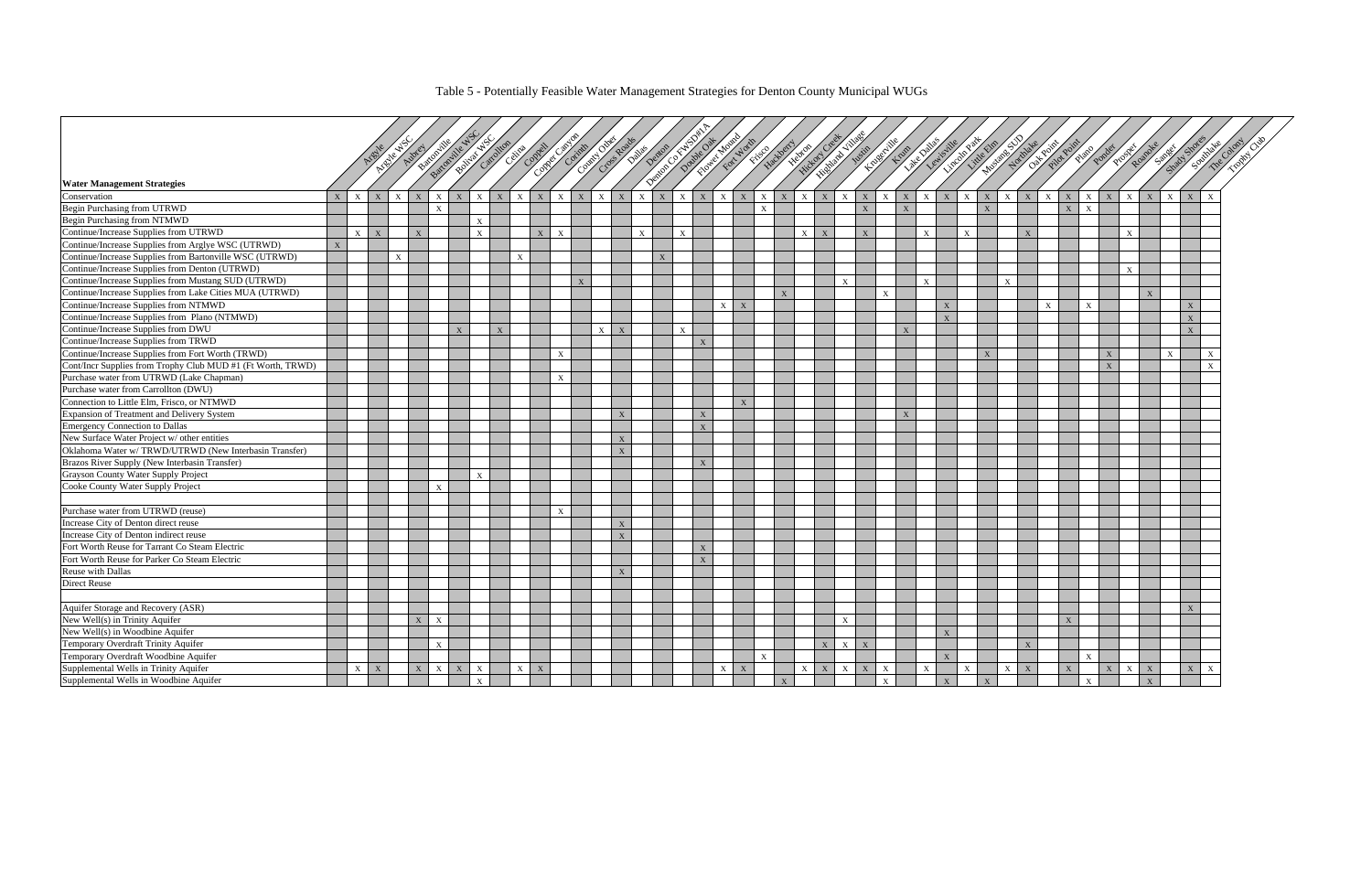Table 5 - Potentially Feasible Water Management Strategies for Denton County Municipal WUGs

| Water Management Strategies | Argyle | Argyle WSC | Aubrey | Bartonville | Bartonville WSC | Bolivar WSC | Carrollton | Celina | Coppell | Copper Canyon | Corinth | County Other | Cross Roads | Dallas | Denton | Denton Co FWSD#1A | Double Oak | Flower Mound | Fort Worth | Frisco | Hackberry | Hebron | Hickory Creek | Highland Village | Justin | Krugerville | Krum | Lake Dallas | Lewisville | Lincoln Park | Little Elm | Mustang SUD | Northlake | Oak Point | Pilot Point | Plano | Ponder | Prosper | Roanoke | Sanger | Shady Shores | Southlake | The Colony | Trophy Club |
|---|---|---|---|---|---|---|---|---|---|---|---|---|---|---|---|---|---|---|---|---|---|---|---|---|---|---|---|---|---|---|---|---|---|---|---|---|---|---|---|---|---|---|---|---|
| Conservation | X | X | X | X | X | X | X | X | X | X | X | X | X | X | X | X | X | X | X | X | X | X | X | X | X | X | X | X | X | X | X | X | X | X | X | X | X | X | X | X | X | X | X | X |
| Begin Purchasing from UTRWD | | | | | | X | | | | | | | | | | | | | | | | X | | | | | X | | X | | | | X | | | | X | X | | | | | | |
| Begin Purchasing from NTMWD | | | | | | | | X | | | | | | | | | | | | | | | | | | | | | | | | | | | | | | | | | | | | |
| Continue/Increase Supplies from UTRWD | | X | X | | X | | | X | | | X | X | | | | X | | X | | | | | | X | X | | X | | | X | | X | | | X | | | | | X | | | | |
| Continue/Increase Supplies from Arglye WSC (UTRWD) | X | | | | | | | | | | | | | | | | | | | | | | | | | | | | | | | | | | | | | | | | | | | |
| Continue/Increase Supplies from Bartonville WSC (UTRWD) | | | | X | | | | | | X | | | | | | | X | | | | | | | | | | | | | | | | | | | | | | | | | | | |
| Continue/Increase Supplies from Denton (UTRWD) | | | | | | | | | | | | | | | | | | | | | | | | | | | | | | | | | | | | | | | | X | | | | |
| Continue/Increase Supplies from Mustang SUD (UTRWD) | | | | | | | | | | | | | X | | | | | | | | | | | | | X | | | | X | | | | X | | | | | | | | | | |
| Continue/Increase Supplies from Lake Cities MUA (UTRWD) | | | | | | | | | | | | | | | | | | | | | | | X | | | | | X | | | | | | | | | | | | | X | | | |
| Continue/Increase Supplies from NTMWD | | | | | | | | | | | | | | | | | | | | X | X | | | | | | | | | | X | | | | | X | | X | | | | | X | |
| Continue/Increase Supplies from Plano (NTMWD) | | | | | | | | | | | | | | | | | | | | | | | | | | | | | | | X | | | | | | | | | | | | X | |
| Continue/Increase Supplies from DWU | | | | | | | X | | X | | | | | X | X | | | X | | | | | | | | | | | X | | | | | | | | | | | | | | X | |
| Continue/Increase Supplies from TRWD | | | | | | | | | | | | | | | | | | | X | | | | | | | | | | | | | | | | | | | | | | | | | |
| Continue/Increase Supplies from Fort Worth (TRWD) | | | | | | | | | | | | X | | | | | | | | | | | | | | | | | | | | | X | | | | | | X | | | X | | X |
| Cont/Incr Supplies from Trophy Club MUD #1 (Ft Worth, TRWD) | | | | | | | | | | | | | | | | | | | | | | | | | | | | | | | | | | | | | | | X | | | | | X |
| Purchase water from UTRWD (Lake Chapman) | | | | | | | | | | | | X | | | | | | | | | | | | | | | | | | | | | | | | | | | | | | | | |
| Purchase water from Carrollton (DWU) | | | | | | | | | | | | | | | | | | | | | | | | | | | | | | | | | | | | | | | | | | | | |
| Connection to Little Elm, Frisco, or NTMWD | | | | | | | | | | | | | | | | | | | | | X | | | | | | | | | | | | | | | | | | | | | | | |
| Expansion of Treatment and Delivery System | | | | | | | | | | | | | | | X | | | | X | | | | | | | | | | X | | | | | | | | | | | | | | | |
| Emergency Connection to Dallas | | | | | | | | | | | | | | | | | | | X | | | | | | | | | | | | | | | | | | | | | | | | | |
| New Surface Water Project w/ other entities | | | | | | | | | | | | | | | X | | | | | | | | | | | | | | | | | | | | | | | | | | | | | |
| Oklahoma Water w/ TRWD/UTRWD (New Interbasin Transfer) | | | | | | | | | | | | | | | X | | | | | | | | | | | | | | | | | | | | | | | | | | | | | |
| Brazos River Supply (New Interbasin Transfer) | | | | | | | | | | | | | | | | | | | X | | | | | | | | | | | | | | | | | | | | | | | | | |
| Grayson County Water Supply Project | | | | | | | | X | | | | | | | | | | | | | | | | | | | | | | | | | | | | | | | | | | | | |
| Cooke County Water Supply Project | | | | | | X | | | | | | | | | | | | | | | | | | | | | | | | | | | | | | | | | | | | | | |
| | | | | | | | | | | | | | | | | | | | | | | | | | | | | | | | | | | | | | | | | | | | | |
| Purchase water from UTRWD (reuse) | | | | | | | | | | | | X | | | | | | | | | | | | | | | | | | | | | | | | | | | | | | | | |
| Increase City of Denton direct reuse | | | | | | | | | | | | | | | X | | | | | | | | | | | | | | | | | | | | | | | | | | | | | |
| Increase City of Denton indirect reuse | | | | | | | | | | | | | | | X | | | | | | | | | | | | | | | | | | | | | | | | | | | | | |
| Fort Worth Reuse for Tarrant Co Steam Electric | | | | | | | | | | | | | | | | | | | X | | | | | | | | | | | | | | | | | | | | | | | | | |
| Fort Worth Reuse for Parker Co Steam Electric | | | | | | | | | | | | | | | | | | | X | | | | | | | | | | | | | | | | | | | | | | | | | |
| Reuse with Dallas | | | | | | | | | | | | | | | X | | | | | | | | | | | | | | | | | | | | | | | | | | | | | |
| Direct Reuse | | | | | | | | | | | | | | | | | | | | | | | | | | | | | | | | | | | | | | | | | | | | |
| | | | | | | | | | | | | | | | | | | | | | | | | | | | | | | | | | | | | | | | | | | | | |
| Aquifer Storage and Recovery (ASR) | | | | | | | | | | | | | | | | | | | | | | | | | | | | | | | | | | | | | | | | | | | X | |
| New Well(s) in Trinity Aquifer | | | | | X | X | | | | | | | | | | | | | | | | | | | | X | | | | | | | | | | | X | | | | | | | |
| New Well(s) in Woodbine Aquifer | | | | | | | | | | | | | | | | | | | | | | | | | | | | | | X | | | | | | | | | | | | | | |
| Temporary Overdraft Trinity Aquifer | | | | | | X | | | | | | | | | | | | | | | | | | | X | X | X | | | | | | | | X | | | | | | | | | |
| Temporary Overdraft Woodbine Aquifer | | | | | | | | | | | | | | | | | | | | | | X | | | | | | | | X | | | | | | | | X | | | | | | |
| Supplemental Wells in Trinity Aquifer | | X | X | | X | X | X | X | | X | X | | | | | | | | | X | X | | | X | X | X | X | X | | X | | X | | X | X | | X | | X | X | X | | X | X |
| Supplemental Wells in Woodbine Aquifer | | | | | | | | X | | | | | | | | | | | | | | | X | | | | | X | | X | | X | | | | | | X | | | X | | | |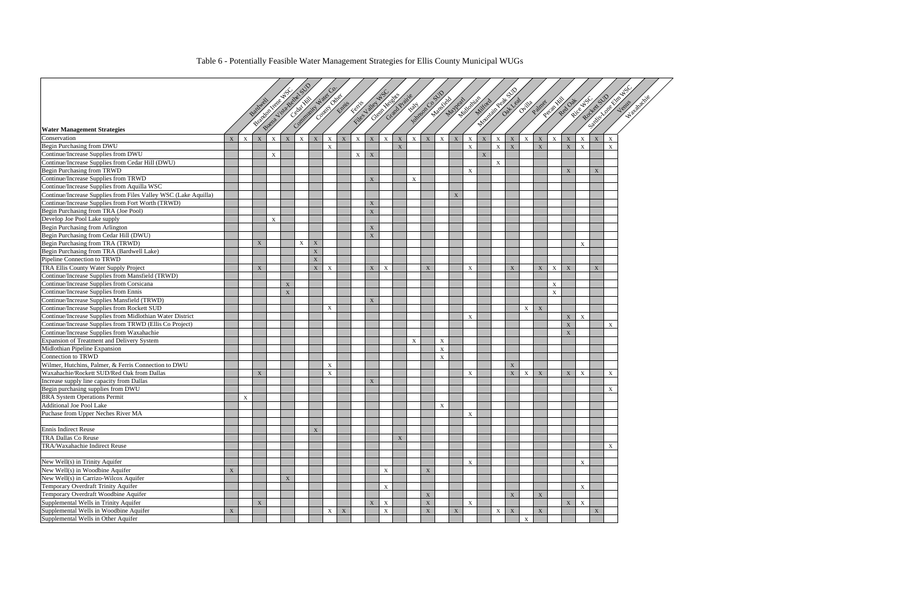Table 6 - Potentially Feasible Water Management Strategies for Ellis County Municipal WUGs

| Water Management Strategies | Bardwell | Brandon Irene WSC | Buena Vista-Bethel SUD | Cedar Hill | Community Water Co. | County Other | Ennis | Ferris | Files Valley WSC | Glenn Heights | Grand Prairie | Italy | Johnson Co SUD | Mansfield | Maypearl | Midlothian | Milford | Mountain Peak SUD | Oak Leaf | Ovilla | Palmer | Pecan Hill | Red Oak | Rice WSC | Rockett SUD | Sardis-Lone Elm WSC | Venus | Waxahachie |
|---|---|---|---|---|---|---|---|---|---|---|---|---|---|---|---|---|---|---|---|---|---|---|---|---|---|---|---|---|
| Conservation | X | X | X | X | X | X | X | X | X | X | X | X | X | X | X | X | X | X | X | X | X | X | X | X | X | X | X | X |
| Begin Purchasing from DWU | | | | | | | | X | | | | | X | | | | | X | | X | X | | X | X | | | | X |
| Continue/Increase Supplies from DWU | | | | X | | | | | | X | X | | | | | | | X | | | | | | | | | | |
| Continue/Increase Supplies from Cedar Hill (DWU) | | | | | | | | | | | | | | | | | | | X | | | | | | | | | |
| Begin Purchasing from TRWD | | | | | | | | | | | | | | | | | | X | | | | | | | X | | X | |
| Continue/Increase Supplies from TRWD | | | | | | | | | | | X | | | X | | | | | | | | | | | | | | |
| Continue/Increase Supplies from Aquilla WSC | | | | | | | | | | | | | | | | | | | | | | | | | | | | |
| Continue/Increase Supplies from Files Valley WSC (Lake Aquilla) | | | | | | | | | | | | | | | | | X | | | | | | | | | | | |
| Continue/Increase Supplies from Fort Worth (TRWD) | | | | | | | | | | | X | | | | | | | | | | | | | | | | | |
| Begin Purchasing from TRA (Joe Pool) | | | | | | | | | | | X | | | | | | | | | | | | | | | | | |
| Develop Joe Pool Lake supply | | | | X | | | | | | | | | | | | | | | | | | | | | | | | |
| Begin Purchasing from Arlington | | | | | | | | | | | X | | | | | | | | | | | | | | | | | |
| Begin Purchasing from Cedar Hill (DWU) | | | | | | | | | | | X | | | | | | | | | | | | | | | | | |
| Begin Purchasing from TRA (TRWD) | | | X | | | X | X | | | | | | | | | | | | | | | | | | | X | | |
| Begin Purchasing from TRA (Bardwell Lake) | | | | | | | X | | | | | | | | | | | | | | | | | | | | | |
| Pipeline Connection to TRWD | | | | | | | X | | | | | | | | | | | | | | | | | | | | | |
| TRA Ellis County Water Supply Project | | | X | | | | X | X | | | X | X | | | X | | | X | | | X | | X | X | X | | X | |
| Continue/Increase Supplies from Mansfield (TRWD) | | | | | | | | | | | | | | | | | | | | | | | | | | | | |
| Continue/Increase Supplies from Corsicana | | | | | X | | | | | | | | | | | | | | | | | | | X | | | | |
| Continue/Increase Supplies from Ennis | | | | | X | | | | | | | | | | | | | | | | | | | X | | | | |
| Continue/Increase Supplies Mansfield (TRWD) | | | | | | | | | | | X | | | | | | | | | | | | | | | | | |
| Continue/Increase Supplies from Rockett SUD | | | | | | | | X | | | | | | | | | | | | | | X | X | | | | | |
| Continue/Increase Supplies from Midlothian Water District | | | | | | | | | | | | | | | | | | X | | | | | | | X | X | | |
| Continue/Increase Supplies from TRWD (Ellis Co Project) | | | | | | | | | | | | | | | | | | | | | | | | | X | | | X |
| Continue/Increase Supplies from Waxahachie | | | | | | | | | | | | | | | | | | | | | | | | | X | | | |
| Expansion of Treatment and Delivery System | | | | | | | | | | | | | X | | | X | | | | | | | | | | | | |
| Midlothian Pipeline Expansion | | | | | | | | | | | | | | | | X | | | | | | | | | | | | |
| Connection to TRWD | | | | | | | | | | | | | | | | X | | | | | | | | | | | | |
| Wilmer, Hutchins, Palmer, & Ferris Connection to DWU | | | | | | | | X | | | | | | | | | | | | | X | | | | | | | |
| Waxahachie/Rockett SUD/Red Oak from Dallas | | | X | | | | | X | | | | | | | | | | X | | | X | X | X | | X | X | | X |
| Increase supply line capacity from Dallas | | | | | | | | | | | X | | | | | | | | | | | | | | | | | |
| Begin purchasing supplies from DWU | | | | | | | | | | | | | | | | | | | | | | | | | | | | X |
| BRA System Operations Permit | | X | | | | | | | | | | | | | | | | | | | | | | | | | | |
| Additional Joe Pool Lake | | | | | | | | | | | | | | | | X | | | | | | | | | | | | |
| Puchase from Upper Neches River MA | | | | | | | | | | | | | | | | | | X | | | | | | | | | | |
| | | | | | | | | | | | | | | | | | | | | | | | | | | | | |
| Ennis Indirect Reuse | | | | | | | X | | | | | | | | | | | | | | | | | | | | | |
| TRA Dallas Co Reuse | | | | | | | | | | | | | X | | | | | | | | | | | | | | | |
| TRA/Waxahachie Indirect Reuse | | | | | | | | | | | | | | | | | | | | | | | | | | | | X |
| | | | | | | | | | | | | | | | | | | | | | | | | | | | | |
| New Well(s) in Trinity Aquifer | | | | | | | | | | | | | | | | | | X | | | | | | | | X | | |
| New Well(s) in Woodbine Aquifer | X | | | | | | | | | | | X | | | X | | | | | | | | | | | | | |
| New Well(s) in Carrizo-Wilcox Aquifer | | | | | X | | | | | | | | | | | | | | | | | | | | | | | |
| Temporary Overdraft Trinity Aquifer | | | | | | | | | | | | X | | | | | | | | | | | | | | X | | |
| Temporary Overdraft Woodbine Aquifer | | | | | | | | | | | | | | | X | | | | | | X | | X | | | | | |
| Supplemental Wells in Trinity Aquifer | | | X | | | | | | | | X | X | | | X | | | X | | | | | | | X | X | | |
| Supplemental Wells in Woodbine Aquifer | X | | | | | | | X | X | | | X | | | X | | X | | | X | X | | X | | | | X | |
| Supplemental Wells in Other Aquifer | | | | | | | | | | | | | | | | | | | | | | X | | | | | | |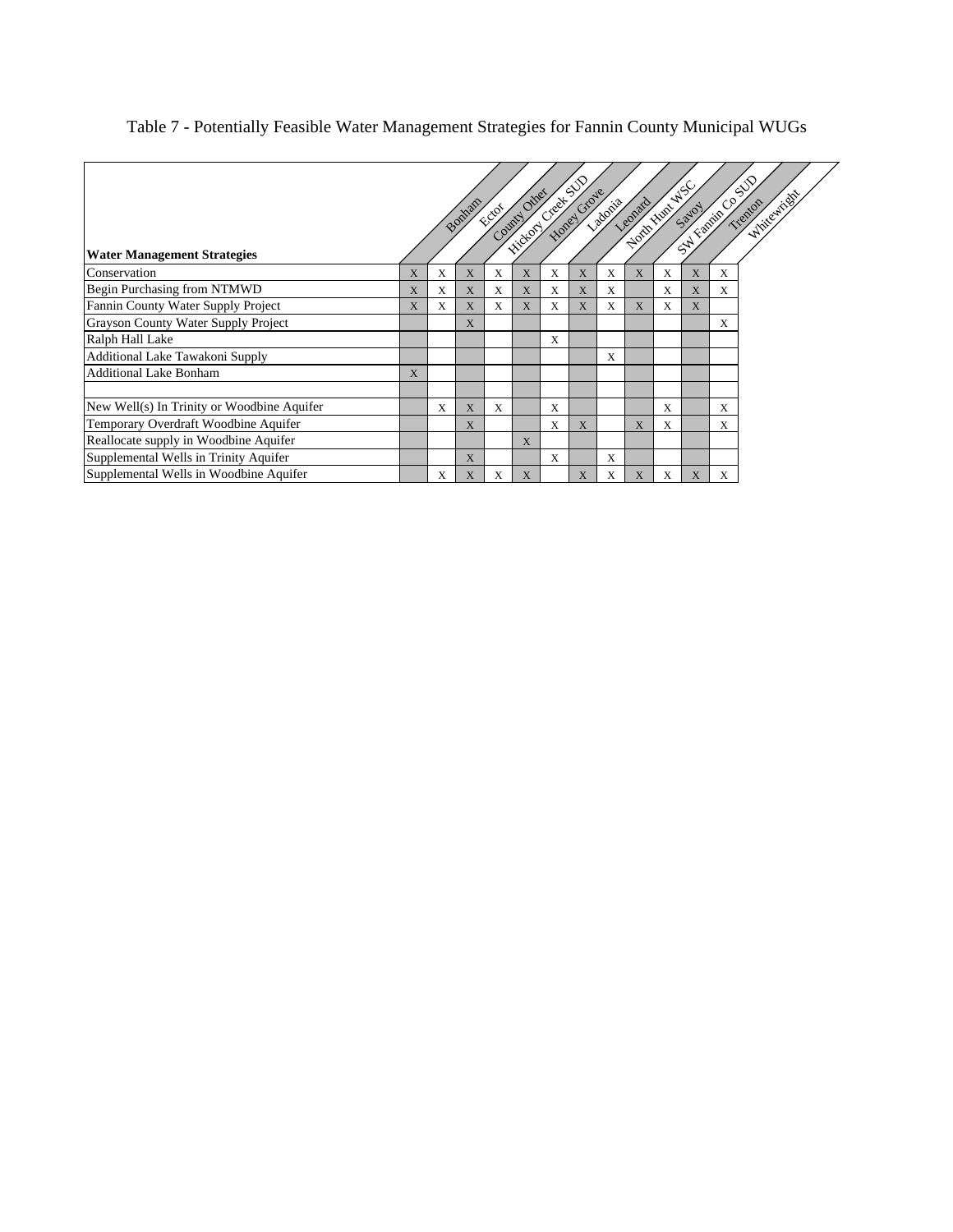# Table 7 - Potentially Feasible Water Management Strategies for Fannin County Municipal WUGs

| Water Management Strategies | Bonham | Ector | County Other | Hickory Creek SUD | Honey Grove | Ladonia | Leonard | North Hunt WSC | Savoy | SW Fannin Co SUD | Trenton | Whitewright |
|---|---|---|---|---|---|---|---|---|---|---|---|---|
| Conservation | X | X | X | X | X | X | X | X | X | X | X | X |
| Begin Purchasing from NTMWD | X | X | X | X | X | X | X | X | | X | X | X |
| Fannin County Water Supply Project | X | X | X | X | X | X | X | X | X | X | X | |
| Grayson County Water Supply Project | | | X | | | | | | | | | X |
| Ralph Hall Lake | | | | | | X | | | | | | |
| Additional Lake Tawakoni Supply | | | | | | | | X | | | | |
| Additional Lake Bonham | X | | | | | | | | | | | |
| | | | | | | | | | | | | |
| New Well(s) In Trinity or Woodbine Aquifer | | X | X | X | | X | | | | X | | X |
| Temporary Overdraft Woodbine Aquifer | | | X | | | X | X | | X | X | | X |
| Reallocate supply in Woodbine Aquifer | | | | | X | | | | | | | |
| Supplemental Wells in Trinity Aquifer | | | X | | | X | | X | | | | |
| Supplemental Wells in Woodbine Aquifer | | X | X | X | X | | X | X | X | X | X | X |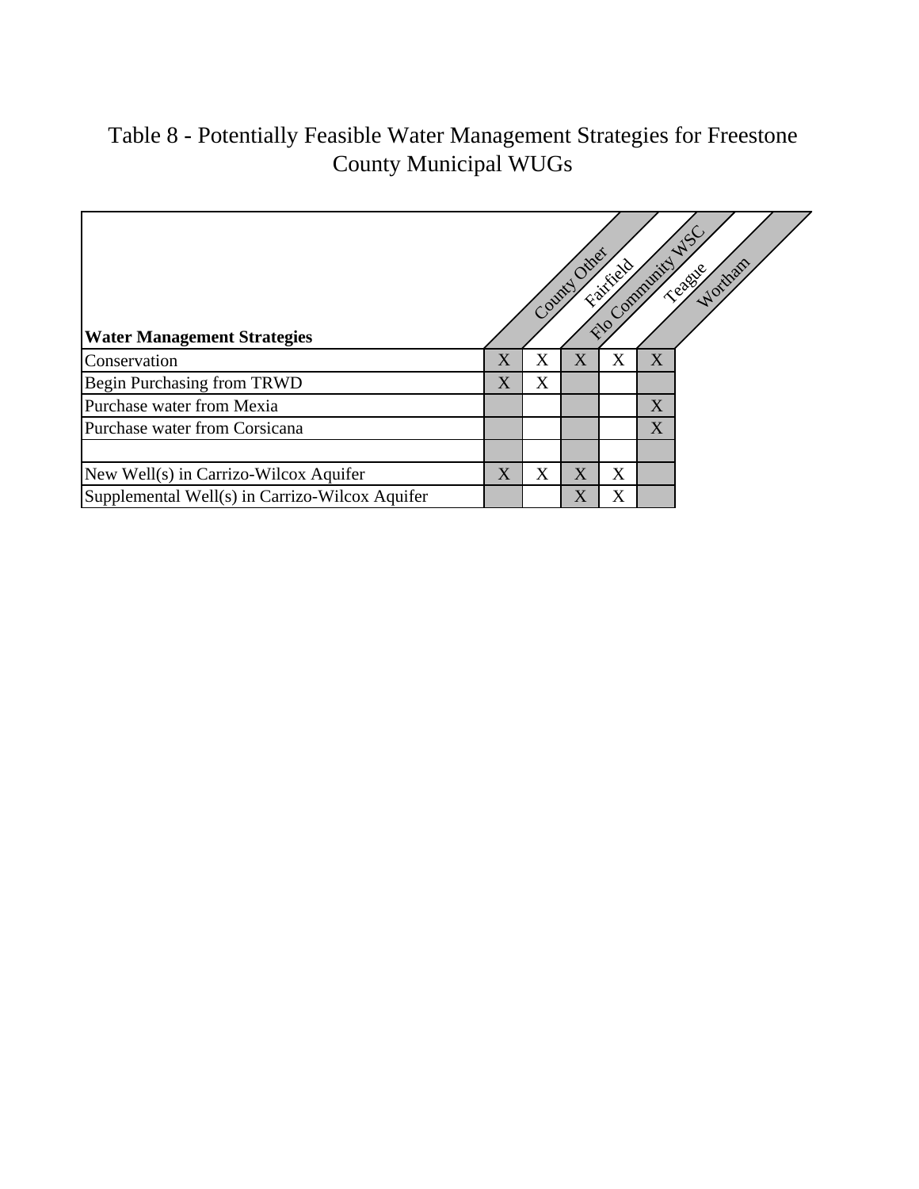# Table 8 - Potentially Feasible Water Management Strategies for Freestone County Municipal WUGs

| Water Management Strategies | County Other | Fairfield | Flo Community WSC | Teague | Wortham |
|---|---|---|---|---|---|
| Conservation | X | X | X | X | X |
| Begin Purchasing from TRWD | X | X | | | |
| Purchase water from Mexia | | | | | X |
| Purchase water from Corsicana | | | | | X |
| | | | | | |
| New Well(s) in Carrizo-Wilcox Aquifer | X | X | X | X | |
| Supplemental Well(s) in Carrizo-Wilcox Aquifer | | | X | X | |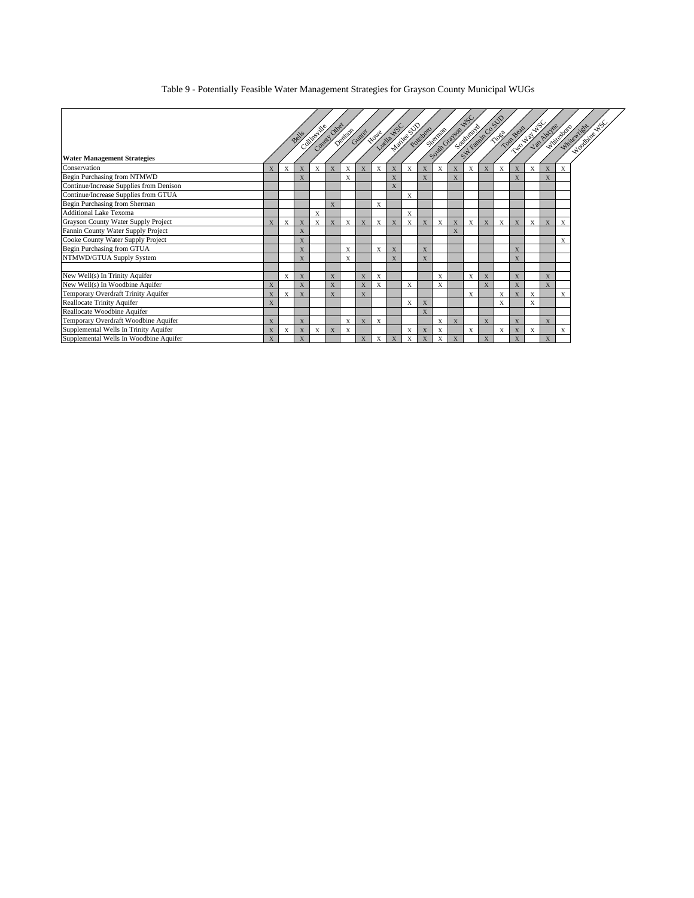Table 9 - Potentially Feasible Water Management Strategies for Grayson County Municipal WUGs

| Water Management Strategies | Bells | Collinsville | County Other | Denison | Gunter | Howe | Luella WSC | Marilee SUD | Pottsboro | Sherman | South Grayson WSC | Southmayd | SW Fannin Co SUD | Tioga | Tom Bean | Two Way WSC | Van Alstyne | Whitesboro | Whitewright | Woodbine WSC |
|---|---|---|---|---|---|---|---|---|---|---|---|---|---|---|---|---|---|---|---|---|
| Conservation | X | X | X | X | X | X | X | X | X | X | X | X | X | X | X | X | X | X | X | X |
| Begin Purchasing from NTMWD | | | X | | | X | | | X | | X | | X | | | | X | | X | |
| Continue/Increase Supplies from Denison | | | | | | | | | X | | | | | | | | | | | |
| Continue/Increase Supplies from GTUA | | | | | | | | | | X | | | | | | | | | | |
| Begin Purchasing from Sherman | | | | | X | | | X | | | | | | | | | | | | |
| Additional Lake Texoma | | | | X | | | | | | X | | | | | | | | | | |
| Grayson County Water Supply Project | X | X | X | X | X | X | X | X | X | X | X | X | X | X | X | X | X | X | X | X |
| Fannin County Water Supply Project | | | X | | | | | | | | | | X | | | | | | | |
| Cooke County Water Supply Project | | | X | | | | | | | | | | | | | | | | | X |
| Begin Purchasing from GTUA | | | X | | | X | | X | X | | X | | | | | | X | | | |
| NTMWD/GTUA Supply System | | | X | | | X | | | X | | X | | | | | | X | | | |
| | | | | | | | | | | | | | | | | | | | | |
| New Well(s) In Trinity Aquifer | | X | X | | X | | X | X | | | | X | | X | X | | X | | X | |
| New Well(s) In Woodbine Aquifer | X | | X | | X | | X | X | | X | | X | | | X | | X | | X | |
| Temporary Overdraft Trinity Aquifer | X | X | X | | X | | X | | | | | | | X | | X | X | X | | X |
| Reallocate Trinity Aquifer | X | | | | | | | | | X | X | | | | | X | | X | | |
| Reallocate Woodbine Aquifer | | | | | | | | | | | X | | | | | | | | | |
| Temporary Overdraft Woodbine Aquifer | X | | X | | | X | X | X | | | | X | X | | X | | X | | X | |
| Supplemental Wells In Trinity Aquifer | X | X | X | X | X | X | | | | X | X | X | | X | | X | X | X | | X |
| Supplemental Wells In Woodbine Aquifer | X | | X | | | | X | X | X | X | X | X | X | | X | | X | | X | |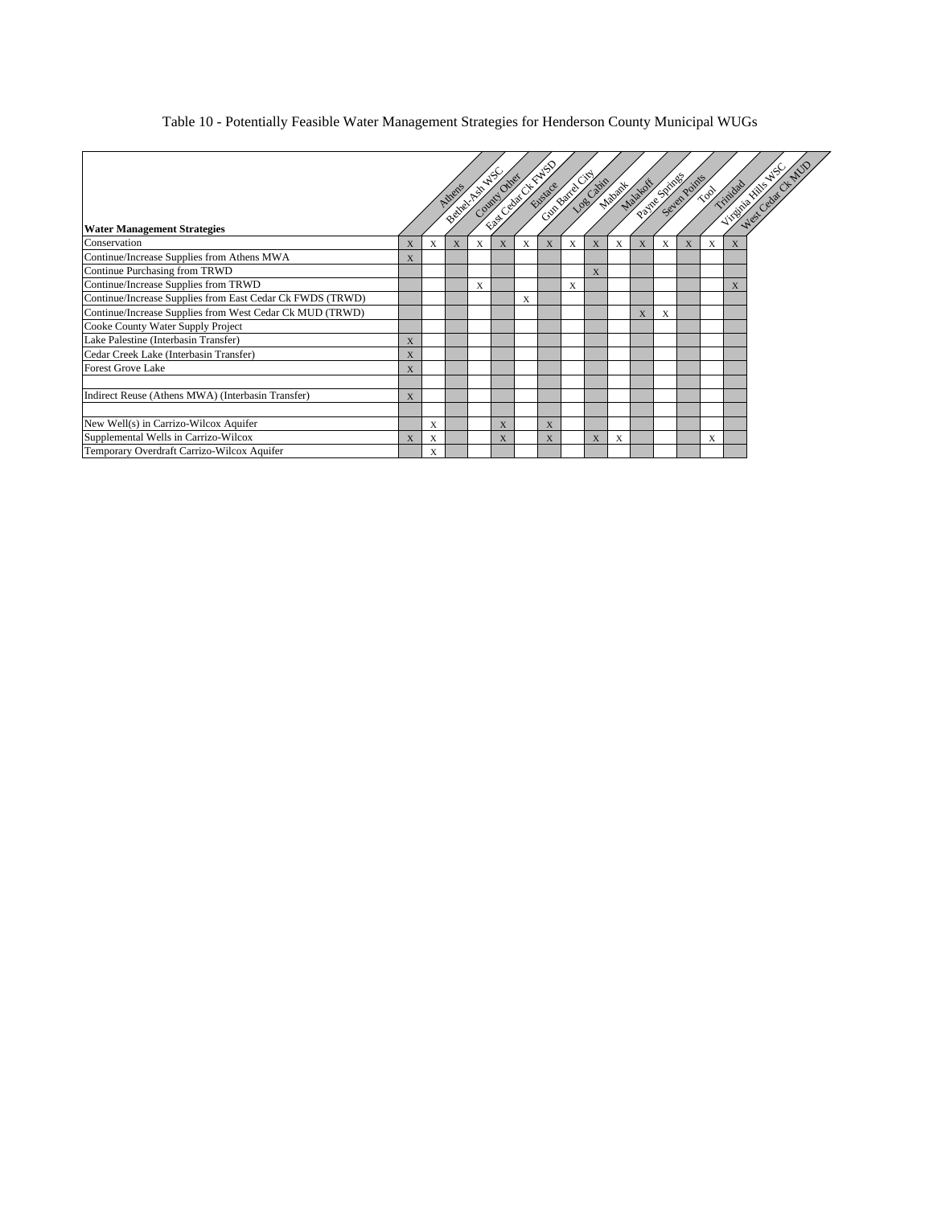Table 10 - Potentially Feasible Water Management Strategies for Henderson County Municipal WUGs

| Water Management Strategies | Athens | Bethel-Ash WSC | County Other | East Cedar Ck FWSD | Eustace | Gun Barrel City | Log Cabin | Mabank | Malakoff | Payne Springs | Seven Points | Tool | Trinidad | Virginia Hills WSC | West Cedar Ck MUD |
|---|---|---|---|---|---|---|---|---|---|---|---|---|---|---|---|
| Conservation | X | X | X | X | X | X | X | X | X | X | X | X | X | X | X |
| Continue/Increase Supplies from Athens MWA | X | | | | | | | | | | | | | | |
| Continue Purchasing from TRWD | | | | | | | | | X | | | | | | |
| Continue/Increase Supplies from TRWD | | | | X | | | | X | | | | | | | X |
| Continue/Increase Supplies from East Cedar Ck FWDS (TRWD) | | | | | | X | | | | | | | | | |
| Continue/Increase Supplies from West Cedar Ck MUD (TRWD) | | | | | | | | | | | X | X | | | |
| Cooke County Water Supply Project | | | | | | | | | | | | | | | |
| Lake Palestine (Interbasin Transfer) | X | | | | | | | | | | | | | | |
| Cedar Creek Lake (Interbasin Transfer) | X | | | | | | | | | | | | | | |
| Forest Grove Lake | X | | | | | | | | | | | | | | |
| | | | | | | | | | | | | | | | |
| Indirect Reuse (Athens MWA) (Interbasin Transfer) | X | | | | | | | | | | | | | | |
| | | | | | | | | | | | | | | | |
| New Well(s) in Carrizo-Wilcox Aquifer | | X | | | X | | X | | | | | | | | |
| Supplemental Wells in Carrizo-Wilcox | X | X | | | X | | X | | X | X | | | | X | |
| Temporary Overdraft Carrizo-Wilcox Aquifer | | X | | | | | | | | | | | | | |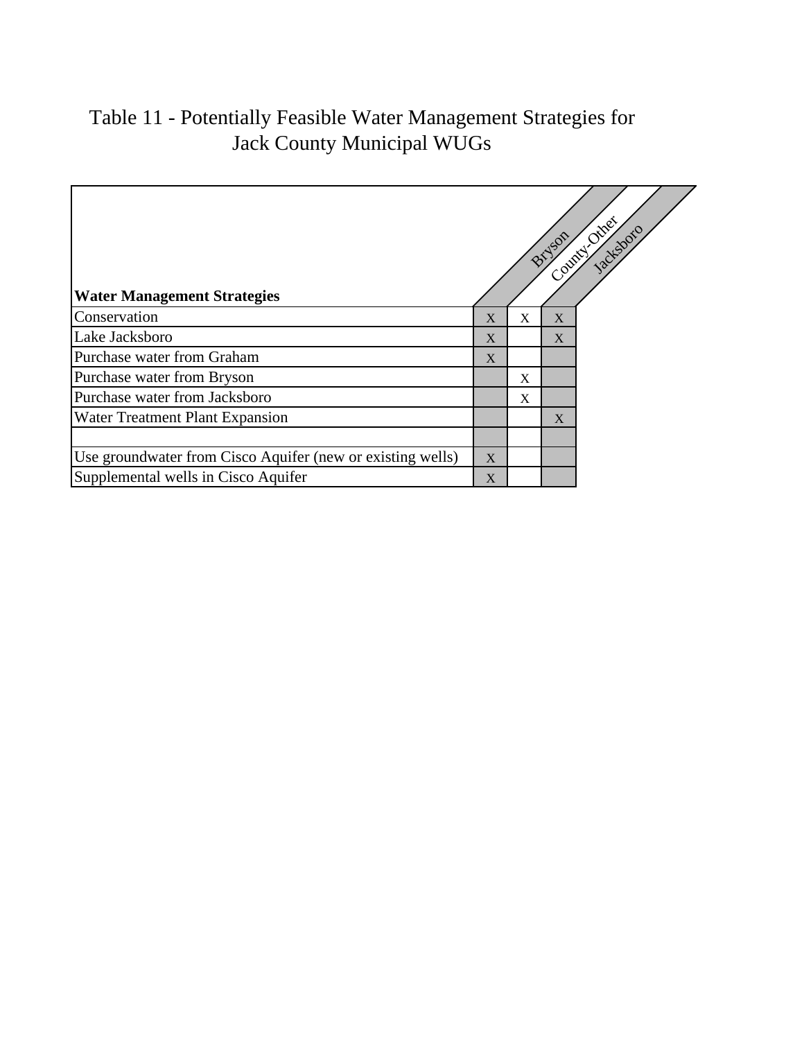# Table 11 - Potentially Feasible Water Management Strategies for Jack County Municipal WUGs

| Water Management Strategies | Bryson | County-Other | Jacksboro |
|---|---|---|---|
| Conservation | X | X | X |
| Lake Jacksboro | X | | X |
| Purchase water from Graham | X | | |
| Purchase water from Bryson | | X | |
| Purchase water from Jacksboro | | X | |
| Water Treatment Plant Expansion | | | X |
| | | | |
| Use groundwater from Cisco Aquifer (new or existing wells) | X | | |
| Supplemental wells in Cisco Aquifer | X | | |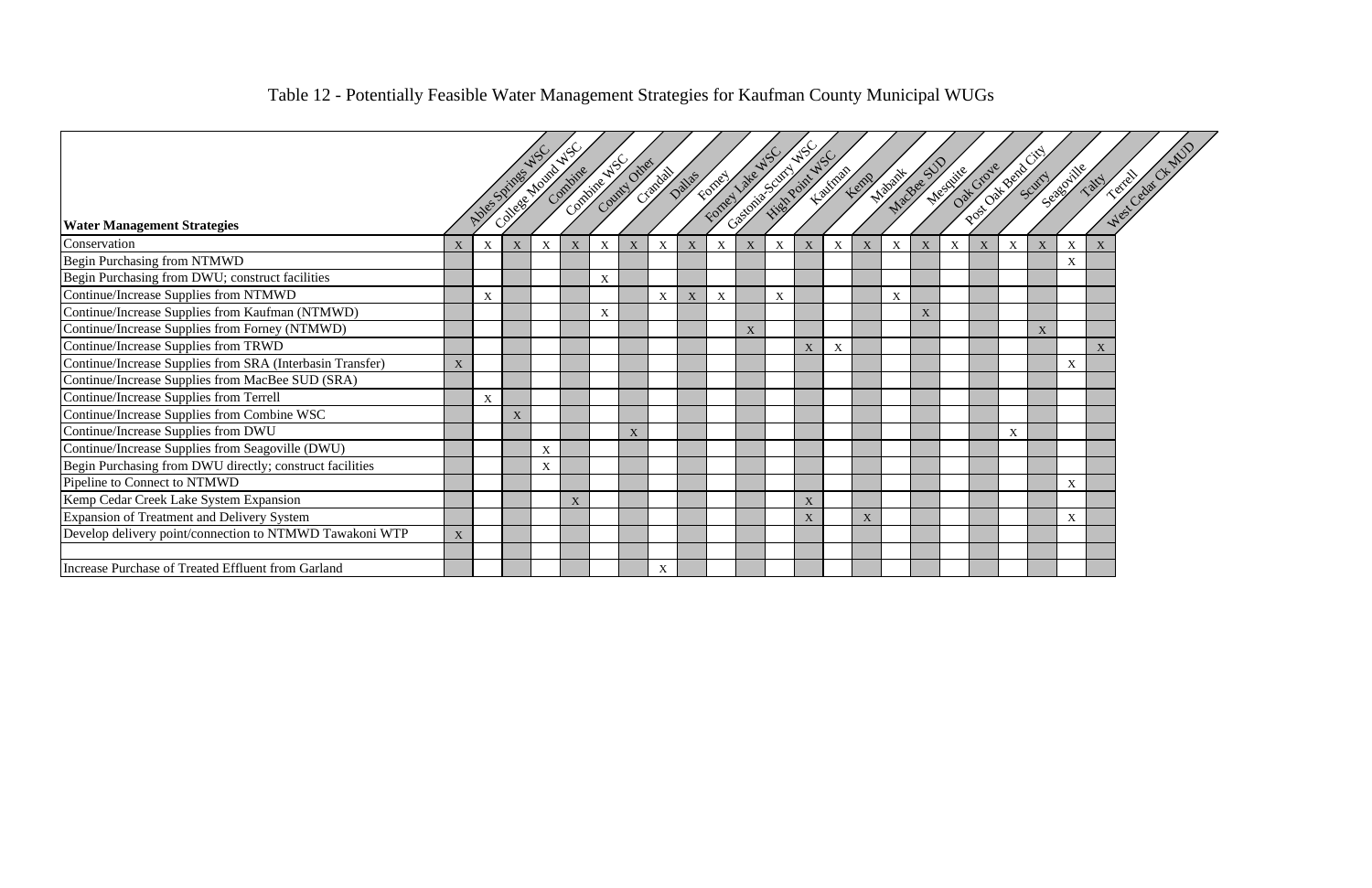# Table 12 - Potentially Feasible Water Management Strategies for Kaufman County Municipal WUGs

| Water Management Strategies | Ables Springs WSC | College Mound WSC | Combine | Combine WSC | County Other | Crandall | Dallas | Forney | Forney Lake WSC | Gastonia-Scurry WSC | High Point WSC | Kaufman | Kemp | Mabank | MacBee SUD | Mesquite | Oak Grove | Post Oak Bend City | Scurry | Seagoville | Talty | Terrell | West Cedar Ck MUD |
|---|---|---|---|---|---|---|---|---|---|---|---|---|---|---|---|---|---|---|---|---|---|---|---|
| Conservation | X | X | X | X | X | X | X | X | X | X | X | X | X | X | X | X | X | X | X | X | X | X | X |
| Begin Purchasing from NTMWD | | | | | | | | | | | | | | | | | | | | | | X | |
| Begin Purchasing from DWU; construct facilities | | | | | | X | | | | | | | | | | | | | | | | | |
| Continue/Increase Supplies from NTMWD | | X | | | | | | X | X | X | | X | | | | X | | | | | | | |
| Continue/Increase Supplies from Kaufman (NTMWD) | | | | | | X | | | | | | | | | | | X | | | | | | |
| Continue/Increase Supplies from Forney (NTMWD) | | | | | | | | | | | X | | | | | | | | | | X | | |
| Continue/Increase Supplies from TRWD | | | | | | | | | | | | | X | X | | | | | | | | | X |
| Continue/Increase Supplies from SRA (Interbasin Transfer) | X | | | | | | | | | | | | | | | | | | | | | X | |
| Continue/Increase Supplies from MacBee SUD (SRA) | | | | | | | | | | | | | | | | | | | | | | | |
| Continue/Increase Supplies from Terrell | | X | | | | | | | | | | | | | | | | | | | | | |
| Continue/Increase Supplies from Combine WSC | | | X | | | | | | | | | | | | | | | | | | | | |
| Continue/Increase Supplies from DWU | | | | | | | X | | | | | | | | | | | | | X | | | |
| Continue/Increase Supplies from Seagoville (DWU) | | | | X | | | | | | | | | | | | | | | | | | | |
| Begin Purchasing from DWU directly; construct facilities | | | | X | | | | | | | | | | | | | | | | | | | |
| Pipeline to Connect to NTMWD | | | | | | | | | | | | | | | | | | | | | | X | |
| Kemp Cedar Creek Lake System Expansion | | | | | X | | | | | | | | X | | | | | | | | | | |
| Expansion of Treatment and Delivery System | | | | | | | | | | | | | X | | X | | | | | | | X | |
| Develop delivery point/connection to NTMWD Tawakoni WTP | X | | | | | | | | | | | | | | | | | | | | | | |
| | | | | | | | | | | | | | | | | | | | | | | | |
| Increase Purchase of Treated Effluent from Garland | | | | | | | | X | | | | | | | | | | | | | | | |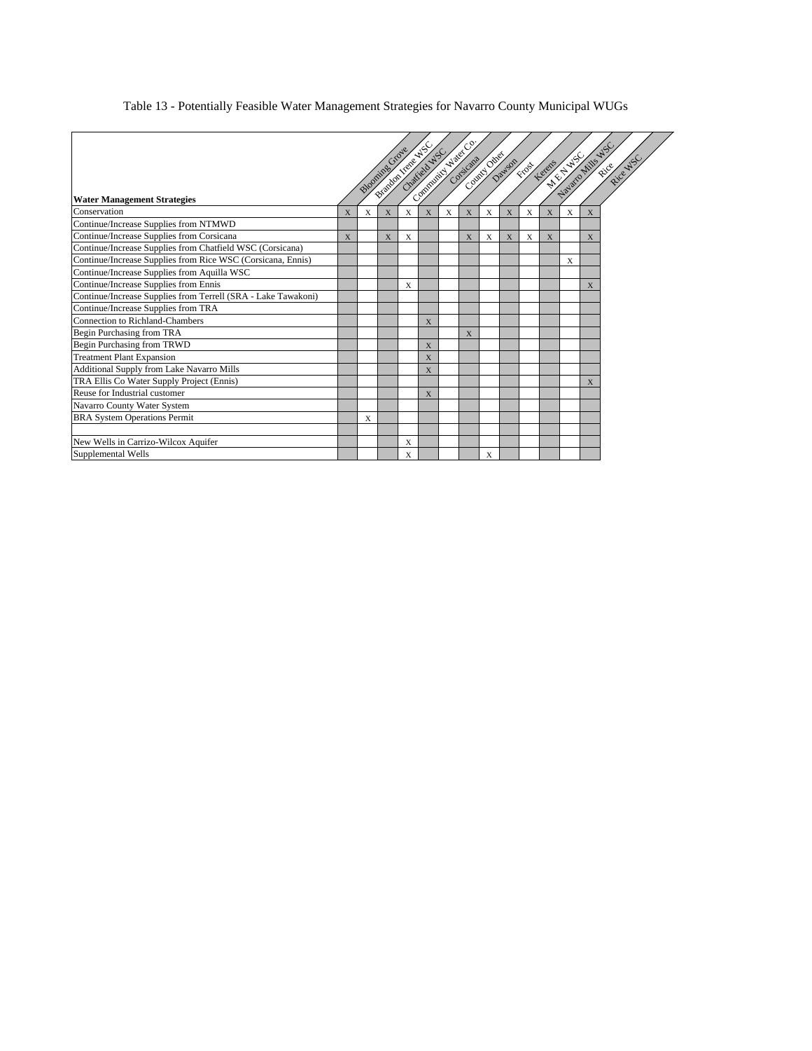Table 13 - Potentially Feasible Water Management Strategies for Navarro County Municipal WUGs

| Water Management Strategies | Blooming Grove | Brandon Irene WSC | Chatfield WSC | Community Water Co. | Corsicana | County Other | Dawson | Frost | Kerens | M E N WSC | Navarro Mills WSC | Rice | Rice WSC |
|---|---|---|---|---|---|---|---|---|---|---|---|---|---|
| Conservation | X | X | X | X | X | X | X | X | X | X | X | X | X |
| Continue/Increase Supplies from NTMWD | | | | | | | | | | | | | |
| Continue/Increase Supplies from Corsicana | X | | X | X | | | X | X | X | X | X | | X |
| Continue/Increase Supplies from Chatfield WSC (Corsicana) | | | | | | | | | | | | | |
| Continue/Increase Supplies from Rice WSC (Corsicana, Ennis) | | | | | | | | | | | | X | |
| Continue/Increase Supplies from Aquilla WSC | | | | | | | | | | | | | |
| Continue/Increase Supplies from Ennis | | | | X | | | | | | | | | X |
| Continue/Increase Supplies from Terrell (SRA - Lake Tawakoni) | | | | | | | | | | | | | |
| Continue/Increase Supplies from TRA | | | | | | | | | | | | | |
| Connection to Richland-Chambers | | | | | X | | | | | | | | |
| Begin Purchasing from TRA | | | | | | | X | | | | | | |
| Begin Purchasing from TRWD | | | | | X | | | | | | | | |
| Treatment Plant Expansion | | | | | X | | | | | | | | |
| Additional Supply from Lake Navarro Mills | | | | | X | | | | | | | | |
| TRA Ellis Co Water Supply Project (Ennis) | | | | | | | | | | | | | X |
| Reuse for Industrial customer | | | | | X | | | | | | | | |
| Navarro County Water System | | | | | | | | | | | | | |
| BRA System Operations Permit | | X | | | | | | | | | | | |
| | | | | | | | | | | | | | |
| New Wells in Carrizo-Wilcox Aquifer | | | | X | | | | | | | | | |
| Supplemental Wells | | | | X | | | | X | | | | | |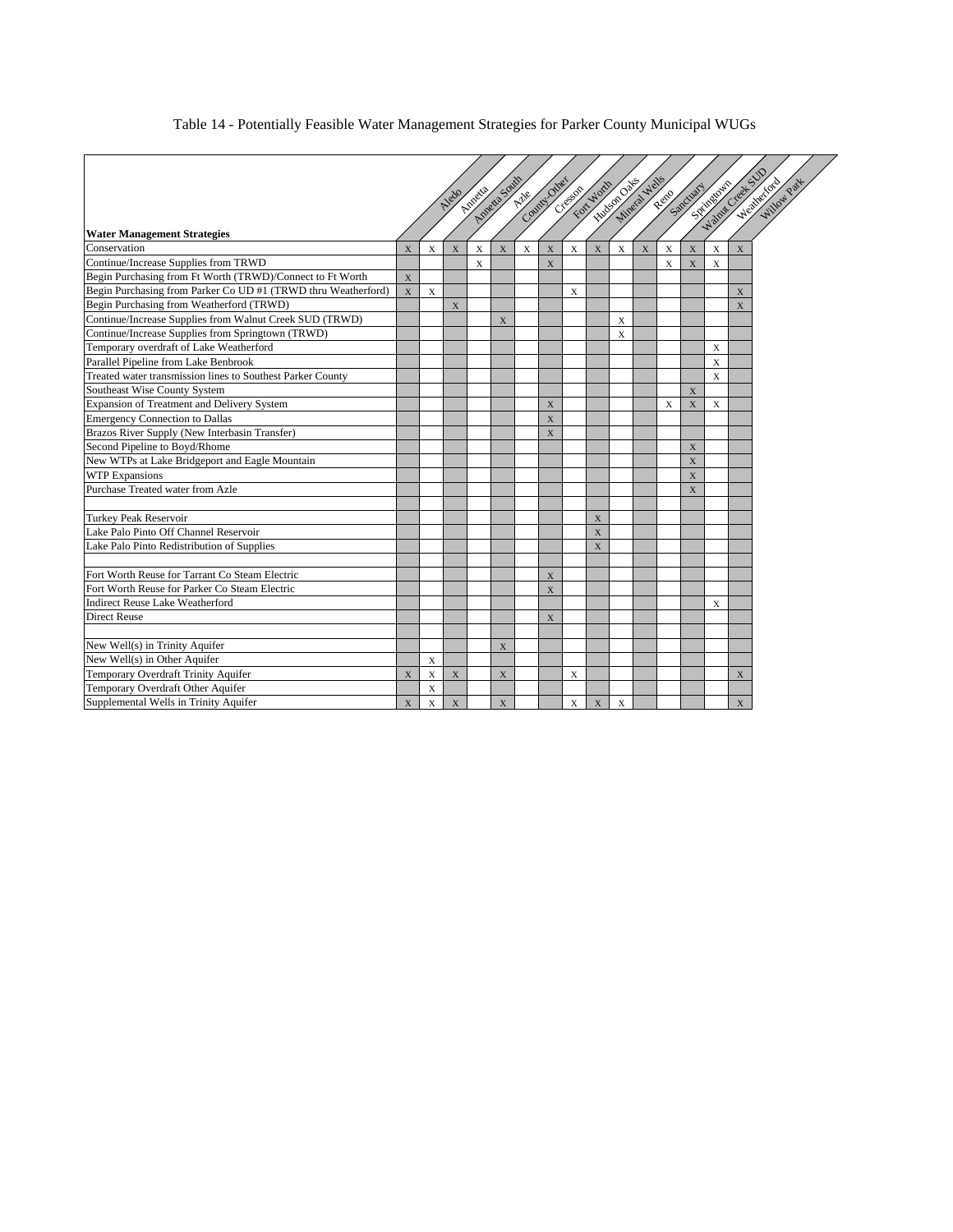Table 14 - Potentially Feasible Water Management Strategies for Parker County Municipal WUGs

| Water Management Strategies | Aledo | Annetta | Annetta South | Azle | County-Other | Cresson | Fort Worth | Hudson Oaks | Mineral Wells | Reno | Sanctuary | Springtown | Walnut Creek SUD | Weatherford | Willow Park |
|---|---|---|---|---|---|---|---|---|---|---|---|---|---|---|---|
| Conservation | X | X | X | X | X | X | X | X | X | X | X | X | X | X | X |
| Continue/Increase Supplies from TRWD | | | | X | | | X | | | | | X | X | X | |
| Begin Purchasing from Ft Worth (TRWD)/Connect to Ft Worth | X | | | | | | | | | | | | | | |
| Begin Purchasing from Parker Co UD #1 (TRWD thru Weatherford) | X | X | | | | | | X | | | | | | | X |
| Begin Purchasing from Weatherford (TRWD) | | | X | | | | | | | | | | | | X |
| Continue/Increase Supplies from Walnut Creek SUD (TRWD) | | | | | X | | | | | X | | | | | |
| Continue/Increase Supplies from Springtown (TRWD) | | | | | | | | | | X | | | | | |
| Temporary overdraft of Lake Weatherford | | | | | | | | | | | | | | X | |
| Parallel Pipeline from Lake Benbrook | | | | | | | | | | | | | | X | |
| Treated water transmission lines to Southest Parker County | | | | | | | | | | | | | | X | |
| Southeast Wise County System | | | | | | | | | | | | | X | | |
| Expansion of Treatment and Delivery System | | | | | | | X | | | | | X | X | X | |
| Emergency Connection to Dallas | | | | | | | X | | | | | | | | |
| Brazos River Supply (New Interbasin Transfer) | | | | | | | X | | | | | | | | |
| Second Pipeline to Boyd/Rhome | | | | | | | | | | | | | X | | |
| New WTPs at Lake Bridgeport and Eagle Mountain | | | | | | | | | | | | | X | | |
| WTP Expansions | | | | | | | | | | | | | X | | |
| Purchase Treated water from Azle | | | | | | | | | | | | | X | | |
| | | | | | | | | | | | | | | | |
| Turkey Peak Reservoir | | | | | | | | | X | | | | | | |
| Lake Palo Pinto Off Channel Reservoir | | | | | | | | | X | | | | | | |
| Lake Palo Pinto Redistribution of Supplies | | | | | | | | | X | | | | | | |
| | | | | | | | | | | | | | | | |
| Fort Worth Reuse for Tarrant Co Steam Electric | | | | | | | X | | | | | | | | |
| Fort Worth Reuse for Parker Co Steam Electric | | | | | | | X | | | | | | | | |
| Indirect Reuse Lake Weatherford | | | | | | | | | | | | | | X | |
| Direct Reuse | | | | | | | X | | | | | | | | |
| | | | | | | | | | | | | | | | |
| New Well(s) in Trinity Aquifer | | | | | X | | | | | | | | | | |
| New Well(s) in Other Aquifer | | X | | | | | | | | | | | | | |
| Temporary Overdraft Trinity Aquifer | X | X | X | | X | | | X | | | | | | | X |
| Temporary Overdraft Other Aquifer | | X | | | | | | | | | | | | | |
| Supplemental Wells in Trinity Aquifer | X | X | X | | X | | | X | X | X | | | | | X |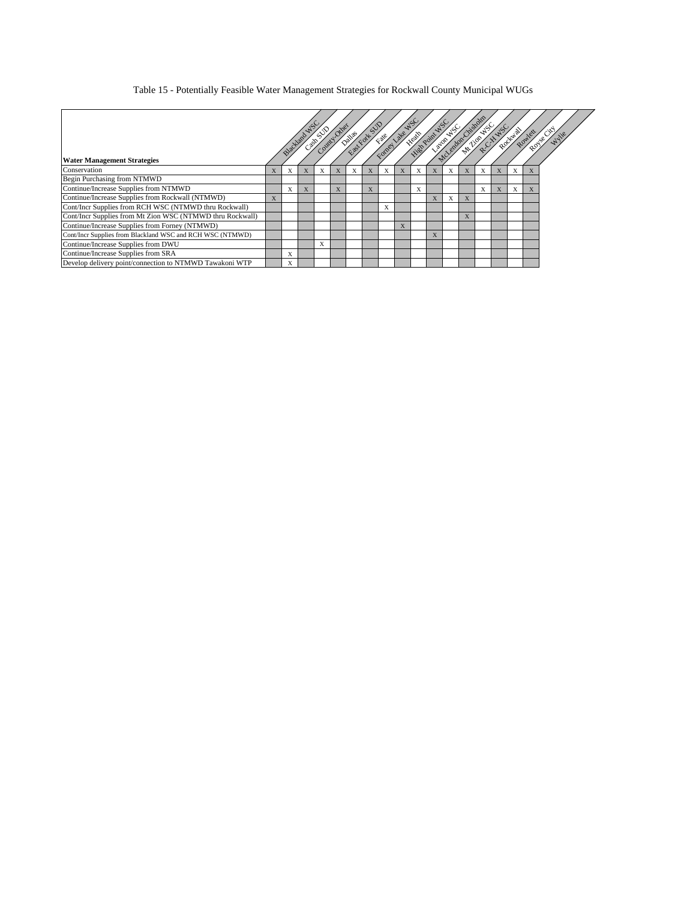# Table 15 - Potentially Feasible Water Management Strategies for Rockwall County Municipal WUGs

| Water Management Strategies | Blackland WSC | Cash SUD | County-Other | Dallas | East Fork SUD | Fate | Forney Lake WSC | Heath | High Point WSC | Lavon WSC | McLendon-Chisholm | Mt Zion WSC | R-C-H WSC | Rockwall | Rowlett | Royse City | Wylie |
|---|---|---|---|---|---|---|---|---|---|---|---|---|---|---|---|---|---|
| Conservation | X | X | X | X | X | X | X | X | X | X | X | X | X | X | X | X | X |
| Begin Purchasing from NTMWD | | | | | | | | | | | | | | | | | |
| Continue/Increase Supplies from NTMWD | | X | X | | X | | X | | | X | | | | X | X | X | X |
| Continue/Increase Supplies from Rockwall (NTMWD) | X | | | | | | | | | | X | X | X | | | | |
| Cont/Incr Supplies from RCH WSC (NTMWD thru Rockwall) | | | | | | | | X | | | | | | | | | |
| Cont/Incr Supplies from Mt Zion WSC (NTMWD thru Rockwall) | | | | | | | | | | | | | X | | | | |
| Continue/Increase Supplies from Forney (NTMWD) | | | | | | | | | X | | | | | | | | |
| Cont/Incr Supplies from Blackland WSC and RCH WSC (NTMWD) | | | | | | | | | | | X | | | | | | |
| Continue/Increase Supplies from DWU | | | | X | | | | | | | | | | | | | |
| Continue/Increase Supplies from SRA | | X | | | | | | | | | | | | | | | |
| Develop delivery point/connection to NTMWD Tawakoni WTP | | X | | | | | | | | | | | | | | | |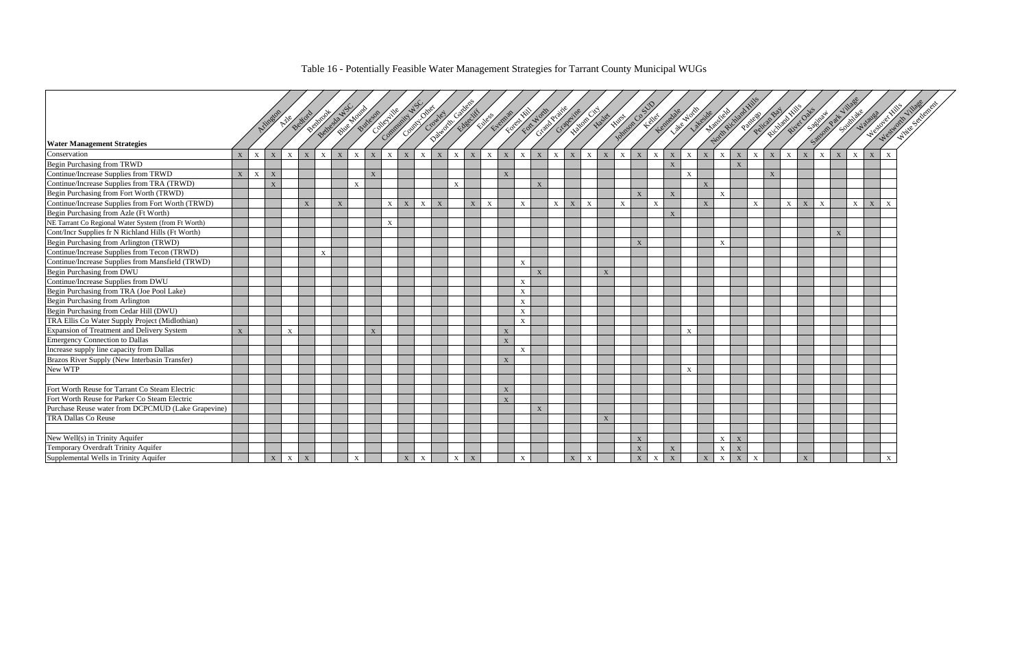# Table 16 - Potentially Feasible Water Management Strategies for Tarrant County Municipal WUGs

| Water Management Strategies | Arlington | Azle | Bedford | Benbrook | Bethesda WSC | Blue Mound | Burleson | Colleyville | Community WSC | County-Other | Crowley | Dalworth. Gardens | Edgecliff | Euless | Everman | Forest Hill | Fort Worth | Grand Prairie | Grapevine | Haltom City | Haslet | Hurst | Johnson Co SUD | Keller | Kennedale | Lake Worth | Lakeside | Mansfield | North Richland Hills | Pantego | Pelican Bay | Richland Hills | River Oaks | Saginaw | Sansom Park Village | Southlake | Watauga | Westover Hills | Westworth Village | White Settlement |
|---|---|---|---|---|---|---|---|---|---|---|---|---|---|---|---|---|---|---|---|---|---|---|---|---|---|---|---|---|---|---|---|---|---|---|---|---|---|---|---|---|
| Conservation | X | X | X | X | X | X | X | X | X | X | X | X | X | X | X | X | X | X | X | X | X | X | X | X | X | X | X | X | X | X | X | X | X | X | X | X | X | X | X | X |
| Begin Purchasing from TRWD | | | | | | | | | | | | | | | | | | | | | | | | | | | X | | | | X | | | | | | | | | |
| Continue/Increase Supplies from TRWD | X | X | X | | | | | | X | | | | | | | | X | | | | | | | | | | | X | | | | | X | | | | | | | |
| Continue/Increase Supplies from TRA (TRWD) | | | X | | | | | X | | | | | | X | | | | | X | | | | | | | | | | X | | | | | | | | | | | |
| Begin Purchasing from Fort Worth (TRWD) | | | | | | | | | | | | | | | | | | | | | | | | | X | | X | | | X | | | | | | | | | | |
| Continue/Increase Supplies from Fort Worth (TRWD) | | | | | X | | X | | | X | X | X | X | | X | X | | X | | X | X | X | | X | | X | | | X | | | X | | X | X | X | | X | X | X |
| Begin Purchasing from Azle (Ft Worth) | | | | | | | | | | | | | | | | | | | | | | | | | | | X | | | | | | | | | | | | | |
| NE Tarrant Co Regional Water System (from Ft Worth) | | | | | | | | | | X | | | | | | | | | | | | | | | | | | | | | | | | | | | | | | |
| Cont/Incr Supplies fr N Richland Hills (Ft Worth) | | | | | | | | | | | | | | | | | | | | | | | | | | | | | | | | | | | | | X | | | |
| Begin Purchasing from Arlington (TRWD) | | | | | | | | | | | | | | | | | | | | | | | | | X | | | | | X | | | | | | | | | | |
| Continue/Increase Supplies from Tecon (TRWD) | | | | | | X | | | | | | | | | | | | | | | | | | | | | | | | | | | | | | | | | | |
| Continue/Increase Supplies from Mansfield (TRWD) | | | | | | | | | | | | | | | | | | X | | | | | | | | | | | | | | | | | | | | | | |
| Begin Purchasing from DWU | | | | | | | | | | | | | | | | | | | X | | | | X | | | | | | | | | | | | | | | | | |
| Continue/Increase Supplies from DWU | | | | | | | | | | | | | | | | | | X | | | | | | | | | | | | | | | | | | | | | | |
| Begin Purchasing from TRA (Joe Pool Lake) | | | | | | | | | | | | | | | | | | X | | | | | | | | | | | | | | | | | | | | | | |
| Begin Purchasing from Arlington | | | | | | | | | | | | | | | | | | X | | | | | | | | | | | | | | | | | | | | | | |
| Begin Purchasing from Cedar Hill (DWU) | | | | | | | | | | | | | | | | | | X | | | | | | | | | | | | | | | | | | | | | | |
| TRA Ellis Co Water Supply Project (Midlothian) | | | | | | | | | | | | | | | | | | X | | | | | | | | | | | | | | | | | | | | | | |
| Expansion of Treatment and Delivery System | X | | | X | | | | | X | | | | | | | | X | | | | | | | | | | | X | | | | | | | | | | | | |
| Emergency Connection to Dallas | | | | | | | | | | | | | | | | | X | | | | | | | | | | | | | | | | | | | | | | | |
| Increase supply line capacity from Dallas | | | | | | | | | | | | | | | | | | X | | | | | | | | | | | | | | | | | | | | | | |
| Brazos River Supply (New Interbasin Transfer) | | | | | | | | | | | | | | | | | X | | | | | | | | | | | | | | | | | | | | | | | |
| New WTP | | | | | | | | | | | | | | | | | | | | | | | | | | | | X | | | | | | | | | | | | |
| | | | | | | | | | | | | | | | | | | | | | | | | | | | | | | | | | | | | | | | | |
| Fort Worth Reuse for Tarrant Co Steam Electric | | | | | | | | | | | | | | | | | X | | | | | | | | | | | | | | | | | | | | | | | |
| Fort Worth Reuse for Parker Co Steam Electric | | | | | | | | | | | | | | | | | X | | | | | | | | | | | | | | | | | | | | | | | |
| Purchase Reuse water from DCPCMUD (Lake Grapevine) | | | | | | | | | | | | | | | | | | | X | | | | | | | | | | | | | | | | | | | | | |
| TRA Dallas Co Reuse | | | | | | | | | | | | | | | | | | | | | | | X | | | | | | | | | | | | | | | | | |
| | | | | | | | | | | | | | | | | | | | | | | | | | | | | | | | | | | | | | | | | |
| New Well(s) in Trinity Aquifer | | | | | | | | | | | | | | | | | | | | | | | | | X | | | | | X | X | | | | | | | | | |
| Temporary Overdraft Trinity Aquifer | | | | | | | | | | | | | | | | | | | | | | | | | X | | X | | | X | X | | | | | | | | | |
| Supplemental Wells in Trinity Aquifer | | | X | X | X | | | X | | | X | X | | X | X | | | X | | | X | X | | | X | X | X | | X | X | X | X | | | X | | | | | X |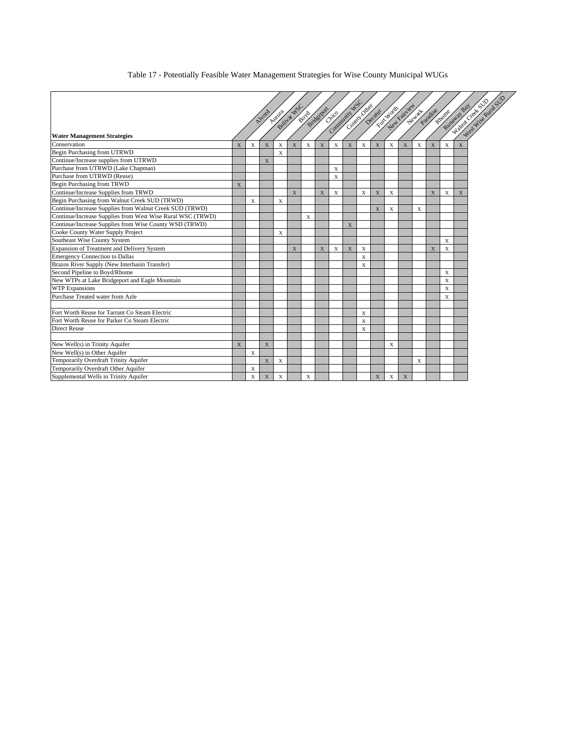Table 17 - Potentially Feasible Water Management Strategies for Wise County Municipal WUGs

| Water Management Strategies | Alvord | Aurora | Bolivar WSC | Boyd | Bridgeport | Chico | Community WSC | County-Other | Decatur | Fort Worth | New Fairview | Newark | Paradise | Rhome | Runaway Bay | Walnut Creek SUD | West Wise Rural SUD |
|---|---|---|---|---|---|---|---|---|---|---|---|---|---|---|---|---|---|
| Conservation | X | X | X | X | X | X | X | X | X | X | X | X | X | X | X | X | X |
| Begin Purchasing from UTRWD | | | | X | | | | | | | | | | | | | |
| Continue/Increase supplies from UTRWD | | | X | | | | | | | | | | | | | | |
| Purchase from UTRWD (Lake Chapman) | | | | | | | | X | | | | | | | | | |
| Purchase from UTRWD (Reuse) | | | | | | | | X | | | | | | | | | |
| Begin Purchasing from TRWD | X | | | | | | | | | | | | | | | | |
| Continue/Increase Supplies from TRWD | | | | | X | | X | X | | X | X | X | | | X | X | X |
| Begin Purchasing from Walnut Creek SUD (TRWD) | | X | | X | | | | | | | | | | | | | |
| Continue/Increase Supplies from Walnut Creek SUD (TRWD) | | | | | | | | | | | X | X | | X | | | |
| Continue/Increase Supplies from West Wise Rural WSC (TRWD) | | | | | | X | | | | | | | | | | | |
| Continue/Increase Supplies from Wise County WSD (TRWD) | | | | | | | | | X | | | | | | | | |
| Cooke County Water Supply Project | | | | X | | | | | | | | | | | | | |
| Southeast Wise County System | | | | | | | | | | | | | | | | X | |
| Expansion of Treatment and Delivery System | | | | | X | | X | X | X | X | | | | | X | X | |
| Emergency Connection to Dallas | | | | | | | | | | X | | | | | | | |
| Brazos River Supply (New Interbasin Transfer) | | | | | | | | | | X | | | | | | | |
| Second Pipeline to Boyd/Rhome | | | | | | | | | | | | | | | | X | |
| New WTPs at Lake Bridgeport and Eagle Mountain | | | | | | | | | | | | | | | | X | |
| WTP Expansions | | | | | | | | | | | | | | | | X | |
| Purchase Treated water from Azle | | | | | | | | | | | | | | | | X | |
| | | | | | | | | | | | | | | | | | |
| Fort Worth Reuse for Tarrant Co Steam Electric | | | | | | | | | | X | | | | | | | |
| Fort Worth Reuse for Parker Co Steam Electric | | | | | | | | | | X | | | | | | | |
| Direct Reuse | | | | | | | | | | X | | | | | | | |
| | | | | | | | | | | | | | | | | | |
| New Well(s) in Trinity Aquifer | X | | X | | | | | | | | | X | | | | | |
| New Well(s) in Other Aquifer | | X | | | | | | | | | | | | | | | |
| Temporarily Overdraft Trinity Aquifer | | | X | X | | | | | | | | | | X | | | |
| Temporarily Overdraft Other Aquifer | | X | | | | | | | | | | | | | | | |
| Supplemental Wells in Trinity Aquifer | | X | X | X | | X | | | | | X | X | X | | | | |